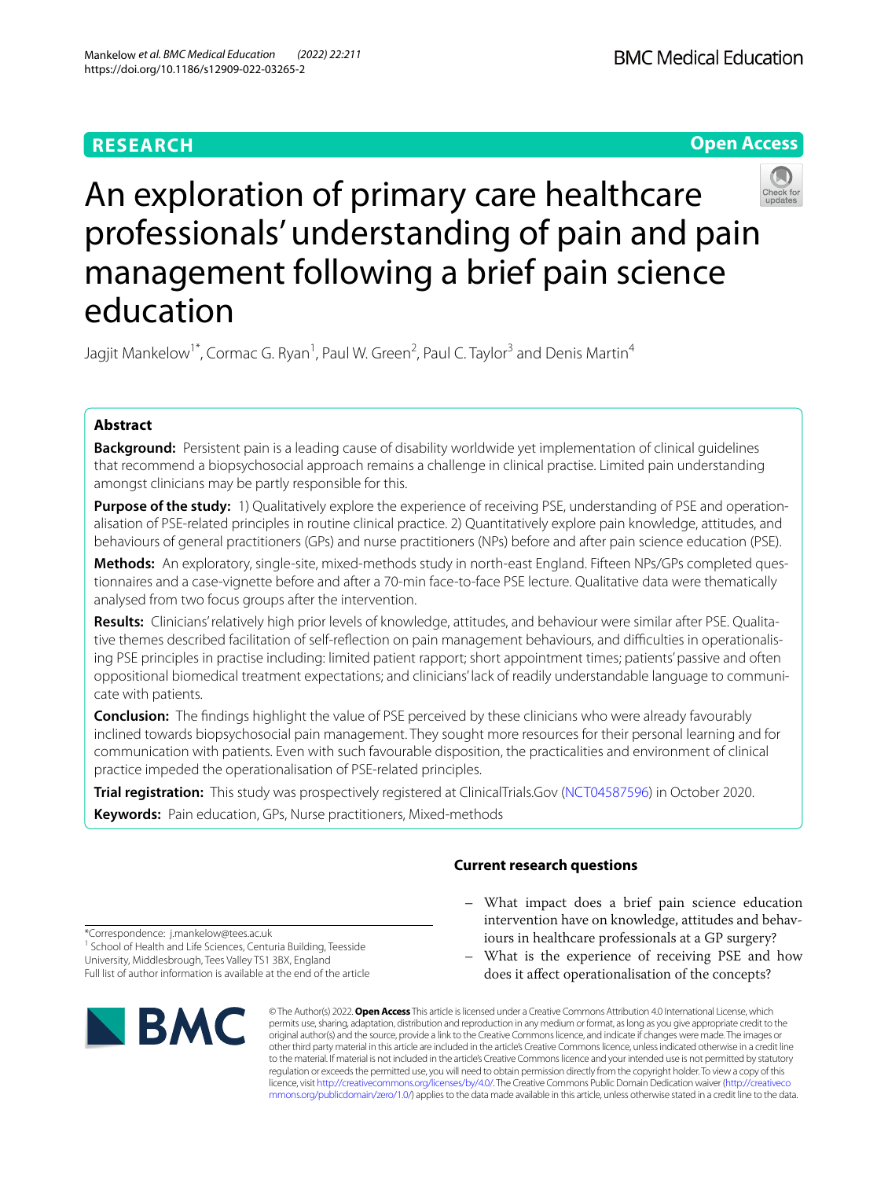RESEARCH

Open Access

# An exploration of primary care healthcare professionals' understanding of pain and pain management following a brief pain science education

Jagjit Mankelow[1*], Cormac G. Ryan[1], Paul W. Green[2], Paul C. Taylor[3] and Denis Martin[4]

## Abstract

**Background:** Persistent pain is a leading cause of disability worldwide yet implementation of clinical guidelines that recommend a biopsychosocial approach remains a challenge in clinical practise. Limited pain understanding amongst clinicians may be partly responsible for this.

**Purpose of the study:** 1) Qualitatively explore the experience of receiving PSE, understanding of PSE and operationalisation of PSE-related principles in routine clinical practice. 2) Quantitatively explore pain knowledge, attitudes, and behaviours of general practitioners (GPs) and nurse practitioners (NPs) before and after pain science education (PSE).

**Methods:** An exploratory, single-site, mixed-methods study in north-east England. Fifteen NPs/GPs completed questionnaires and a case-vignette before and after a 70-min face-to-face PSE lecture. Qualitative data were thematically analysed from two focus groups after the intervention.

**Results:** Clinicians' relatively high prior levels of knowledge, attitudes, and behaviour were similar after PSE. Qualitative themes described facilitation of self-reflection on pain management behaviours, and difficulties in operationalising PSE principles in practise including: limited patient rapport; short appointment times; patients' passive and often oppositional biomedical treatment expectations; and clinicians' lack of readily understandable language to communicate with patients.

**Conclusion:** The findings highlight the value of PSE perceived by these clinicians who were already favourably inclined towards biopsychosocial pain management. They sought more resources for their personal learning and for communication with patients. Even with such favourable disposition, the practicalities and environment of clinical practice impeded the operationalisation of PSE-related principles.

**Trial registration:** This study was prospectively registered at ClinicalTrials.Gov (NCT04587596) in October 2020.

**Keywords:** Pain education, GPs, Nurse practitioners, Mixed-methods

## Current research questions

- What impact does a brief pain science education intervention have on knowledge, attitudes and behaviours in healthcare professionals at a GP surgery?
- What is the experience of receiving PSE and how does it affect operationalisation of the concepts?

*Correspondence: j.mankelow@tees.ac.uk

[1] School of Health and Life Sciences, Centuria Building, Teesside University, Middlesbrough, Tees Valley TS1 3BX, England

Full list of author information is available at the end of the article

© The Author(s) 2022. **Open Access** This article is licensed under a Creative Commons Attribution 4.0 International License, which permits use, sharing, adaptation, distribution and reproduction in any medium or format, as long as you give appropriate credit to the original author(s) and the source, provide a link to the Creative Commons licence, and indicate if changes were made. The images or other third party material in this article are included in the article's Creative Commons licence, unless indicated otherwise in a credit line to the material. If material is not included in the article's Creative Commons licence and your intended use is not permitted by statutory regulation or exceeds the permitted use, you will need to obtain permission directly from the copyright holder. To view a copy of this licence, visit http://creativecommons.org/licenses/by/4.0/. The Creative Commons Public Domain Dedication waiver (http://creativecommons.org/publicdomain/zero/1.0/) applies to the data made available in this article, unless otherwise stated in a credit line to the data.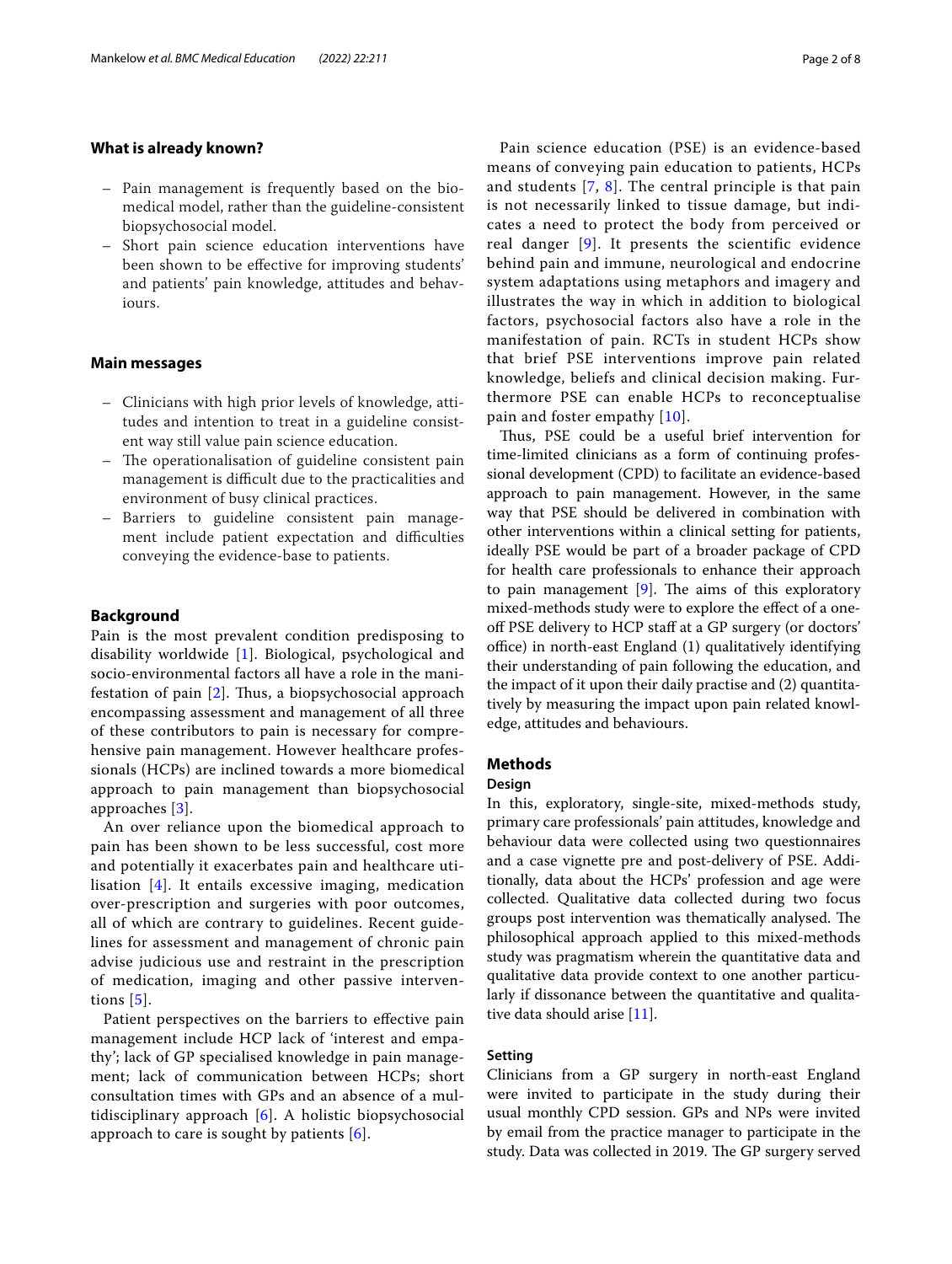### What is already known?

- Pain management is frequently based on the biomedical model, rather than the guideline-consistent biopsychosocial model.
- Short pain science education interventions have been shown to be effective for improving students' and patients' pain knowledge, attitudes and behaviours.

### Main messages

- Clinicians with high prior levels of knowledge, attitudes and intention to treat in a guideline consistent way still value pain science education.
- The operationalisation of guideline consistent pain management is difficult due to the practicalities and environment of busy clinical practices.
- Barriers to guideline consistent pain management include patient expectation and difficulties conveying the evidence-base to patients.

## Background

Pain is the most prevalent condition predisposing to disability worldwide [1]. Biological, psychological and socio-environmental factors all have a role in the manifestation of pain [2]. Thus, a biopsychosocial approach encompassing assessment and management of all three of these contributors to pain is necessary for comprehensive pain management. However healthcare professionals (HCPs) are inclined towards a more biomedical approach to pain management than biopsychosocial approaches [3].

An over reliance upon the biomedical approach to pain has been shown to be less successful, cost more and potentially it exacerbates pain and healthcare utilisation [4]. It entails excessive imaging, medication over-prescription and surgeries with poor outcomes, all of which are contrary to guidelines. Recent guidelines for assessment and management of chronic pain advise judicious use and restraint in the prescription of medication, imaging and other passive interventions [5].

Patient perspectives on the barriers to effective pain management include HCP lack of 'interest and empathy'; lack of GP specialised knowledge in pain management; lack of communication between HCPs; short consultation times with GPs and an absence of a multidisciplinary approach [6]. A holistic biopsychosocial approach to care is sought by patients [6].

Pain science education (PSE) is an evidence-based means of conveying pain education to patients, HCPs and students [7, 8]. The central principle is that pain is not necessarily linked to tissue damage, but indicates a need to protect the body from perceived or real danger [9]. It presents the scientific evidence behind pain and immune, neurological and endocrine system adaptations using metaphors and imagery and illustrates the way in which in addition to biological factors, psychosocial factors also have a role in the manifestation of pain. RCTs in student HCPs show that brief PSE interventions improve pain related knowledge, beliefs and clinical decision making. Furthermore PSE can enable HCPs to reconceptualise pain and foster empathy [10].

Thus, PSE could be a useful brief intervention for time-limited clinicians as a form of continuing professional development (CPD) to facilitate an evidence-based approach to pain management. However, in the same way that PSE should be delivered in combination with other interventions within a clinical setting for patients, ideally PSE would be part of a broader package of CPD for health care professionals to enhance their approach to pain management [9]. The aims of this exploratory mixed-methods study were to explore the effect of a one-off PSE delivery to HCP staff at a GP surgery (or doctors' office) in north-east England (1) qualitatively identifying their understanding of pain following the education, and the impact of it upon their daily practise and (2) quantitatively by measuring the impact upon pain related knowledge, attitudes and behaviours.

## Methods

### Design

In this, exploratory, single-site, mixed-methods study, primary care professionals' pain attitudes, knowledge and behaviour data were collected using two questionnaires and a case vignette pre and post-delivery of PSE. Additionally, data about the HCPs' profession and age were collected. Qualitative data collected during two focus groups post intervention was thematically analysed. The philosophical approach applied to this mixed-methods study was pragmatism wherein the quantitative data and qualitative data provide context to one another particularly if dissonance between the quantitative and qualitative data should arise [11].

### Setting

Clinicians from a GP surgery in north-east England were invited to participate in the study during their usual monthly CPD session. GPs and NPs were invited by email from the practice manager to participate in the study. Data was collected in 2019. The GP surgery served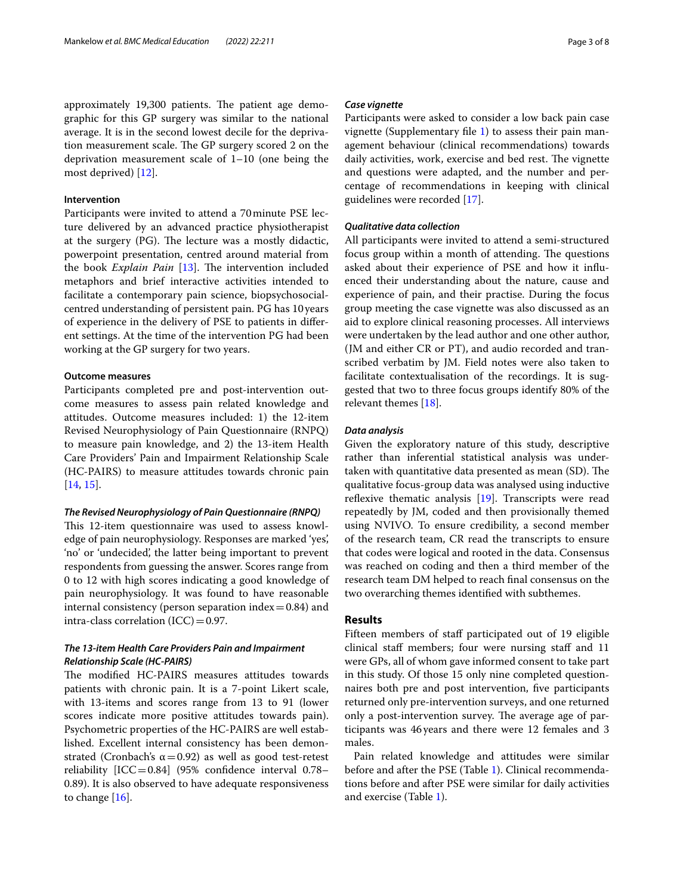approximately 19,300 patients. The patient age demographic for this GP surgery was similar to the national average. It is in the second lowest decile for the deprivation measurement scale. The GP surgery scored 2 on the deprivation measurement scale of 1–10 (one being the most deprived) [12].

### Intervention

Participants were invited to attend a 70 minute PSE lecture delivered by an advanced practice physiotherapist at the surgery (PG). The lecture was a mostly didactic, powerpoint presentation, centred around material from the book *Explain Pain* [13]. The intervention included metaphors and brief interactive activities intended to facilitate a contemporary pain science, biopsychosocial-centred understanding of persistent pain. PG has 10 years of experience in the delivery of PSE to patients in different settings. At the time of the intervention PG had been working at the GP surgery for two years.

### Outcome measures

Participants completed pre and post-intervention outcome measures to assess pain related knowledge and attitudes. Outcome measures included: 1) the 12-item Revised Neurophysiology of Pain Questionnaire (RNPQ) to measure pain knowledge, and 2) the 13-item Health Care Providers' Pain and Impairment Relationship Scale (HC-PAIRS) to measure attitudes towards chronic pain [14, 15].

#### *The Revised Neurophysiology of Pain Questionnaire (RNPQ)*

This 12-item questionnaire was used to assess knowledge of pain neurophysiology. Responses are marked 'yes', 'no' or 'undecided', the latter being important to prevent respondents from guessing the answer. Scores range from 0 to 12 with high scores indicating a good knowledge of pain neurophysiology. It was found to have reasonable internal consistency (person separation index = 0.84) and intra-class correlation (ICC) = 0.97.

#### *The 13-item Health Care Providers Pain and Impairment Relationship Scale (HC-PAIRS)*

The modified HC-PAIRS measures attitudes towards patients with chronic pain. It is a 7-point Likert scale, with 13-items and scores range from 13 to 91 (lower scores indicate more positive attitudes towards pain). Psychometric properties of the HC-PAIRS are well established. Excellent internal consistency has been demonstrated (Cronbach's $\alpha = 0.92$) as well as good test-retest reliability [ICC = 0.84] (95% confidence interval 0.78–0.89). It is also observed to have adequate responsiveness to change [16].

#### *Case vignette*

Participants were asked to consider a low back pain case vignette (Supplementary file 1) to assess their pain management behaviour (clinical recommendations) towards daily activities, work, exercise and bed rest. The vignette and questions were adapted, and the number and percentage of recommendations in keeping with clinical guidelines were recorded [17].

#### *Qualitative data collection*

All participants were invited to attend a semi-structured focus group within a month of attending. The questions asked about their experience of PSE and how it influenced their understanding about the nature, cause and experience of pain, and their practise. During the focus group meeting the case vignette was also discussed as an aid to explore clinical reasoning processes. All interviews were undertaken by the lead author and one other author, (JM and either CR or PT), and audio recorded and transcribed verbatim by JM. Field notes were also taken to facilitate contextualisation of the recordings. It is suggested that two to three focus groups identify 80% of the relevant themes [18].

#### *Data analysis*

Given the exploratory nature of this study, descriptive rather than inferential statistical analysis was undertaken with quantitative data presented as mean (SD). The qualitative focus-group data was analysed using inductive reflexive thematic analysis [19]. Transcripts were read repeatedly by JM, coded and then provisionally themed using NVIVO. To ensure credibility, a second member of the research team, CR read the transcripts to ensure that codes were logical and rooted in the data. Consensus was reached on coding and then a third member of the research team DM helped to reach final consensus on the two overarching themes identified with subthemes.

## Results

Fifteen members of staff participated out of 19 eligible clinical staff members; four were nursing staff and 11 were GPs, all of whom gave informed consent to take part in this study. Of those 15 only nine completed questionnaires both pre and post intervention, five participants returned only pre-intervention surveys, and one returned only a post-intervention survey. The average age of participants was 46 years and there were 12 females and 3 males.

Pain related knowledge and attitudes were similar before and after the PSE (Table 1). Clinical recommendations before and after PSE were similar for daily activities and exercise (Table 1).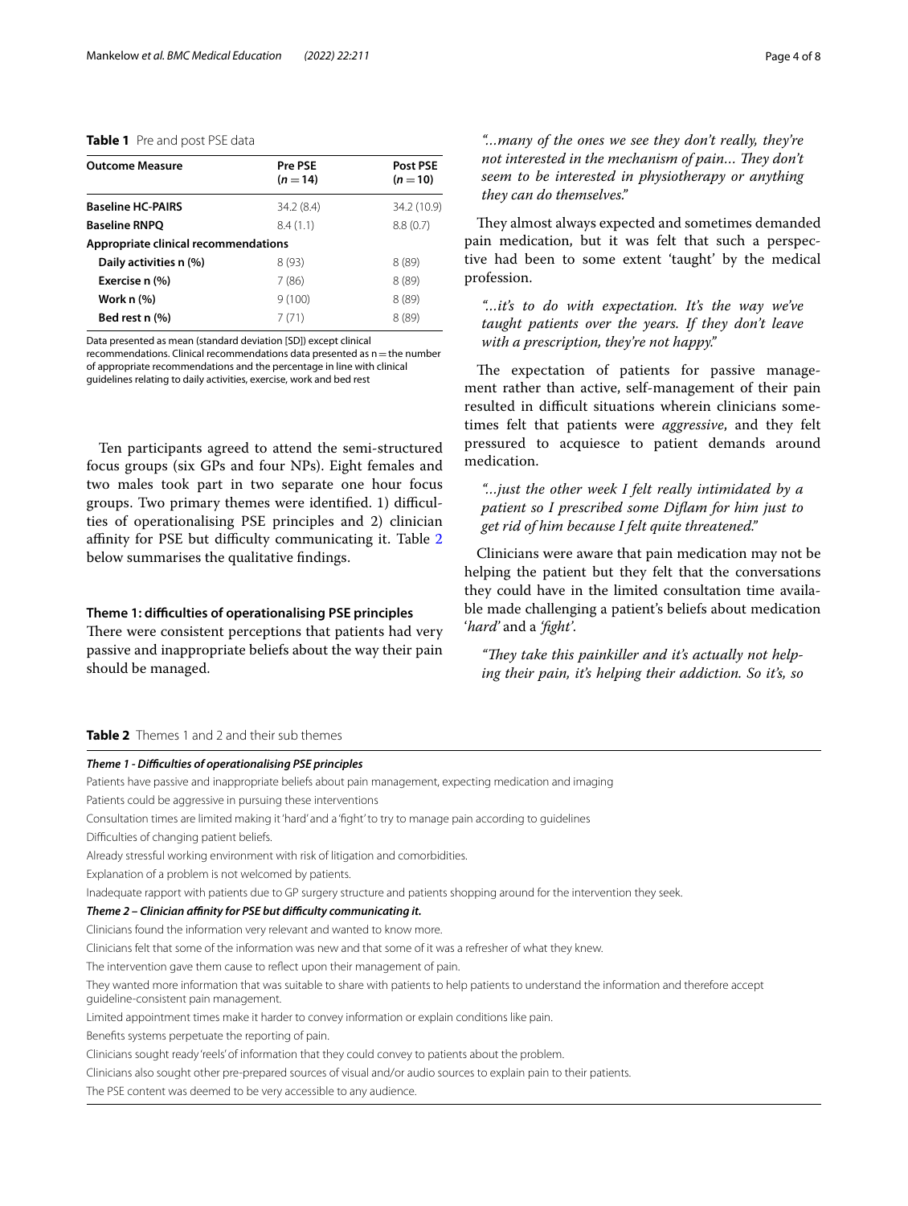**Table 1** Pre and post PSE data

| Outcome Measure | Pre PSE (n = 14) | Post PSE (n = 10) |
|---|---|---|
| **Baseline HC-PAIRS** | 34.2 (8.4) | 34.2 (10.9) |
| **Baseline RNPQ** | 8.4 (1.1) | 8.8 (0.7) |
| **Appropriate clinical recommendations** | | |
| **Daily activities n (%)** | 8 (93) | 8 (89) |
| **Exercise n (%)** | 7 (86) | 8 (89) |
| **Work n (%)** | 9 (100) | 8 (89) |
| **Bed rest n (%)** | 7 (71) | 8 (89) |

Data presented as mean (standard deviation [SD]) except clinical recommendations. Clinical recommendations data presented as n = the number of appropriate recommendations and the percentage in line with clinical guidelines relating to daily activities, exercise, work and bed rest

Ten participants agreed to attend the semi-structured focus groups (six GPs and four NPs). Eight females and two males took part in two separate one hour focus groups. Two primary themes were identified. 1) difficulties of operationalising PSE principles and 2) clinician affinity for PSE but difficulty communicating it. Table 2 below summarises the qualitative findings.

### Theme 1: difficulties of operationalising PSE principles

There were consistent perceptions that patients had very passive and inappropriate beliefs about the way their pain should be managed.

> *"…many of the ones we see they don't really, they're not interested in the mechanism of pain… They don't seem to be interested in physiotherapy or anything they can do themselves."*

They almost always expected and sometimes demanded pain medication, but it was felt that such a perspective had been to some extent 'taught' by the medical profession.

> *"…it's to do with expectation. It's the way we've taught patients over the years. If they don't leave with a prescription, they're not happy."*

The expectation of patients for passive management rather than active, self-management of their pain resulted in difficult situations wherein clinicians sometimes felt that patients were *aggressive*, and they felt pressured to acquiesce to patient demands around medication.

> *"…just the other week I felt really intimidated by a patient so I prescribed some Diflam for him just to get rid of him because I felt quite threatened."*

Clinicians were aware that pain medication may not be helping the patient but they felt that the conversations they could have in the limited consultation time available made challenging a patient's beliefs about medication '*hard*' and a *'fight'*.

> *"They take this painkiller and it's actually not helping their pain, it's helping their addiction. So it's, so*

**Table 2** Themes 1 and 2 and their sub themes

| |
|---|
| ***Theme 1 - Difficulties of operationalising PSE principles*** |
| Patients have passive and inappropriate beliefs about pain management, expecting medication and imaging |
| Patients could be aggressive in pursuing these interventions |
| Consultation times are limited making it 'hard' and a 'fight' to try to manage pain according to guidelines |
| Difficulties of changing patient beliefs. |
| Already stressful working environment with risk of litigation and comorbidities. |
| Explanation of a problem is not welcomed by patients. |
| Inadequate rapport with patients due to GP surgery structure and patients shopping around for the intervention they seek. |
| ***Theme 2 – Clinician affinity for PSE but difficulty communicating it.*** |
| Clinicians found the information very relevant and wanted to know more. |
| Clinicians felt that some of the information was new and that some of it was a refresher of what they knew. |
| The intervention gave them cause to reflect upon their management of pain. |
| They wanted more information that was suitable to share with patients to help patients to understand the information and therefore accept guideline-consistent pain management. |
| Limited appointment times make it harder to convey information or explain conditions like pain. |
| Benefits systems perpetuate the reporting of pain. |
| Clinicians sought ready 'reels' of information that they could convey to patients about the problem. |
| Clinicians also sought other pre-prepared sources of visual and/or audio sources to explain pain to their patients. |
| The PSE content was deemed to be very accessible to any audience. |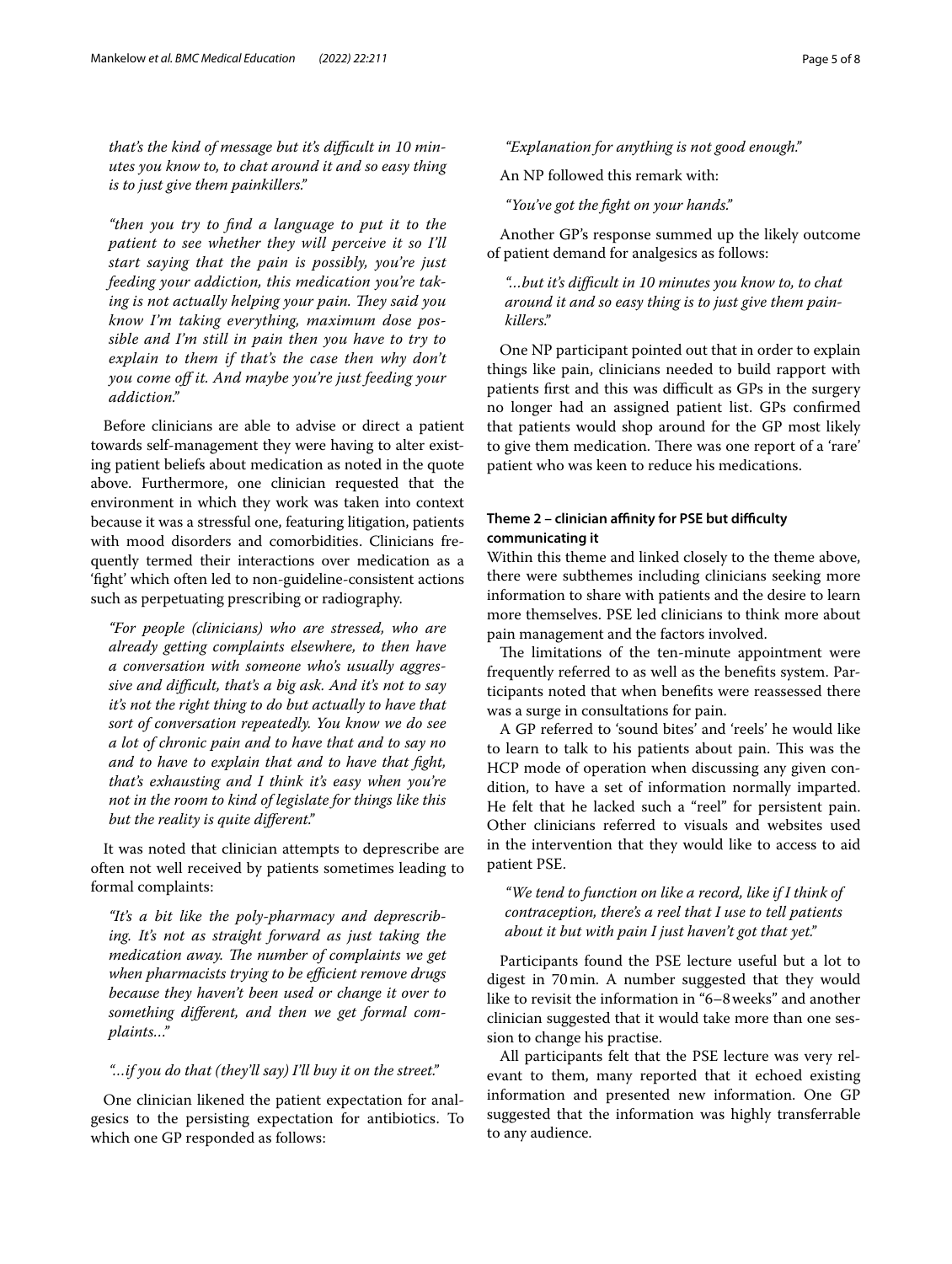*that's the kind of message but it's difficult in 10 minutes you know to, to chat around it and so easy thing is to just give them painkillers."*

*"then you try to find a language to put it to the patient to see whether they will perceive it so I'll start saying that the pain is possibly, you're just feeding your addiction, this medication you're taking is not actually helping your pain. They said you know I'm taking everything, maximum dose possible and I'm still in pain then you have to try to explain to them if that's the case then why don't you come off it. And maybe you're just feeding your addiction."*

Before clinicians are able to advise or direct a patient towards self-management they were having to alter existing patient beliefs about medication as noted in the quote above. Furthermore, one clinician requested that the environment in which they work was taken into context because it was a stressful one, featuring litigation, patients with mood disorders and comorbidities. Clinicians frequently termed their interactions over medication as a 'fight' which often led to non-guideline-consistent actions such as perpetuating prescribing or radiography.

*"For people (clinicians) who are stressed, who are already getting complaints elsewhere, to then have a conversation with someone who's usually aggressive and difficult, that's a big ask. And it's not to say it's not the right thing to do but actually to have that sort of conversation repeatedly. You know we do see a lot of chronic pain and to have that and to say no and to have to explain that and to have that fight, that's exhausting and I think it's easy when you're not in the room to kind of legislate for things like this but the reality is quite different."*

It was noted that clinician attempts to deprescribe are often not well received by patients sometimes leading to formal complaints:

*"It's a bit like the poly-pharmacy and deprescribing. It's not as straight forward as just taking the medication away. The number of complaints we get when pharmacists trying to be efficient remove drugs because they haven't been used or change it over to something different, and then we get formal complaints…"*

*"…if you do that (they'll say) I'll buy it on the street."*

One clinician likened the patient expectation for analgesics to the persisting expectation for antibiotics. To which one GP responded as follows:

*"Explanation for anything is not good enough."*

An NP followed this remark with:

*"You've got the fight on your hands."*

Another GP's response summed up the likely outcome of patient demand for analgesics as follows:

*"…but it's difficult in 10 minutes you know to, to chat around it and so easy thing is to just give them painkillers."*

One NP participant pointed out that in order to explain things like pain, clinicians needed to build rapport with patients first and this was difficult as GPs in the surgery no longer had an assigned patient list. GPs confirmed that patients would shop around for the GP most likely to give them medication. There was one report of a 'rare' patient who was keen to reduce his medications.

#### Theme 2 – clinician affinity for PSE but difficulty communicating it

Within this theme and linked closely to the theme above, there were subthemes including clinicians seeking more information to share with patients and the desire to learn more themselves. PSE led clinicians to think more about pain management and the factors involved.

The limitations of the ten-minute appointment were frequently referred to as well as the benefits system. Participants noted that when benefits were reassessed there was a surge in consultations for pain.

A GP referred to 'sound bites' and 'reels' he would like to learn to talk to his patients about pain. This was the HCP mode of operation when discussing any given condition, to have a set of information normally imparted. He felt that he lacked such a "reel" for persistent pain. Other clinicians referred to visuals and websites used in the intervention that they would like to access to aid patient PSE.

*"We tend to function on like a record, like if I think of contraception, there's a reel that I use to tell patients about it but with pain I just haven't got that yet."*

Participants found the PSE lecture useful but a lot to digest in 70 min. A number suggested that they would like to revisit the information in "6–8 weeks" and another clinician suggested that it would take more than one session to change his practise.

All participants felt that the PSE lecture was very relevant to them, many reported that it echoed existing information and presented new information. One GP suggested that the information was highly transferrable to any audience.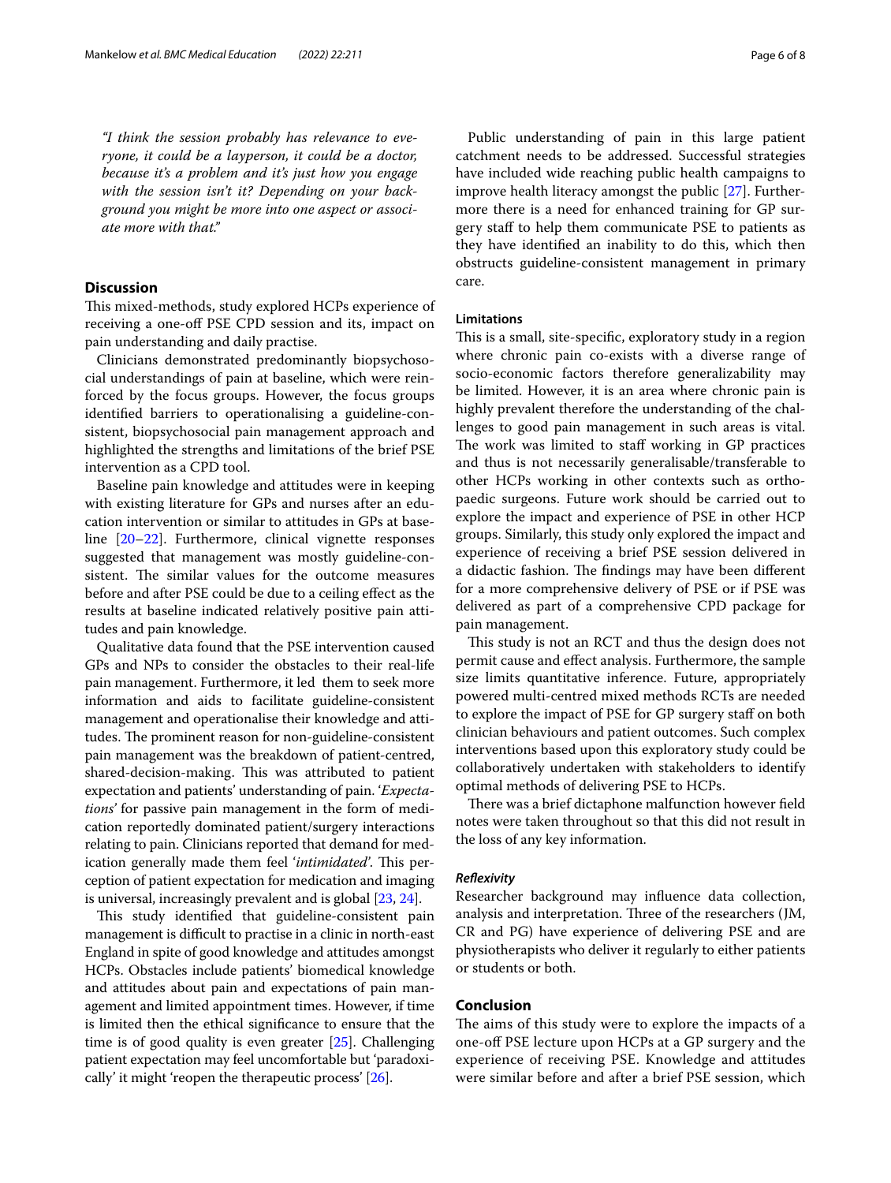*"I think the session probably has relevance to everyone, it could be a layperson, it could be a doctor, because it's a problem and it's just how you engage with the session isn't it? Depending on your background you might be more into one aspect or associate more with that."*

## Discussion

This mixed-methods, study explored HCPs experience of receiving a one-off PSE CPD session and its, impact on pain understanding and daily practise.

Clinicians demonstrated predominantly biopsychosocial understandings of pain at baseline, which were reinforced by the focus groups. However, the focus groups identified barriers to operationalising a guideline-consistent, biopsychosocial pain management approach and highlighted the strengths and limitations of the brief PSE intervention as a CPD tool.

Baseline pain knowledge and attitudes were in keeping with existing literature for GPs and nurses after an education intervention or similar to attitudes in GPs at baseline [20–22]. Furthermore, clinical vignette responses suggested that management was mostly guideline-consistent. The similar values for the outcome measures before and after PSE could be due to a ceiling effect as the results at baseline indicated relatively positive pain attitudes and pain knowledge.

Qualitative data found that the PSE intervention caused GPs and NPs to consider the obstacles to their real-life pain management. Furthermore, it led them to seek more information and aids to facilitate guideline-consistent management and operationalise their knowledge and attitudes. The prominent reason for non-guideline-consistent pain management was the breakdown of patient-centred, shared-decision-making. This was attributed to patient expectation and patients' understanding of pain. '*Expectations*' for passive pain management in the form of medication reportedly dominated patient/surgery interactions relating to pain. Clinicians reported that demand for medication generally made them feel '*intimidated*'. This perception of patient expectation for medication and imaging is universal, increasingly prevalent and is global [23, 24].

This study identified that guideline-consistent pain management is difficult to practise in a clinic in north-east England in spite of good knowledge and attitudes amongst HCPs. Obstacles include patients' biomedical knowledge and attitudes about pain and expectations of pain management and limited appointment times. However, if time is limited then the ethical significance to ensure that the time is of good quality is even greater [25]. Challenging patient expectation may feel uncomfortable but 'paradoxically' it might 'reopen the therapeutic process' [26].

Public understanding of pain in this large patient catchment needs to be addressed. Successful strategies have included wide reaching public health campaigns to improve health literacy amongst the public [27]. Furthermore there is a need for enhanced training for GP surgery staff to help them communicate PSE to patients as they have identified an inability to do this, which then obstructs guideline-consistent management in primary care.

### Limitations

This is a small, site-specific, exploratory study in a region where chronic pain co-exists with a diverse range of socio-economic factors therefore generalizability may be limited. However, it is an area where chronic pain is highly prevalent therefore the understanding of the challenges to good pain management in such areas is vital. The work was limited to staff working in GP practices and thus is not necessarily generalisable/transferable to other HCPs working in other contexts such as orthopaedic surgeons. Future work should be carried out to explore the impact and experience of PSE in other HCP groups. Similarly, this study only explored the impact and experience of receiving a brief PSE session delivered in a didactic fashion. The findings may have been different for a more comprehensive delivery of PSE or if PSE was delivered as part of a comprehensive CPD package for pain management.

This study is not an RCT and thus the design does not permit cause and effect analysis. Furthermore, the sample size limits quantitative inference. Future, appropriately powered multi-centred mixed methods RCTs are needed to explore the impact of PSE for GP surgery staff on both clinician behaviours and patient outcomes. Such complex interventions based upon this exploratory study could be collaboratively undertaken with stakeholders to identify optimal methods of delivering PSE to HCPs.

There was a brief dictaphone malfunction however field notes were taken throughout so that this did not result in the loss of any key information.

#### *Reflexivity*

Researcher background may influence data collection, analysis and interpretation. Three of the researchers (JM, CR and PG) have experience of delivering PSE and are physiotherapists who deliver it regularly to either patients or students or both.

## Conclusion

The aims of this study were to explore the impacts of a one-off PSE lecture upon HCPs at a GP surgery and the experience of receiving PSE. Knowledge and attitudes were similar before and after a brief PSE session, which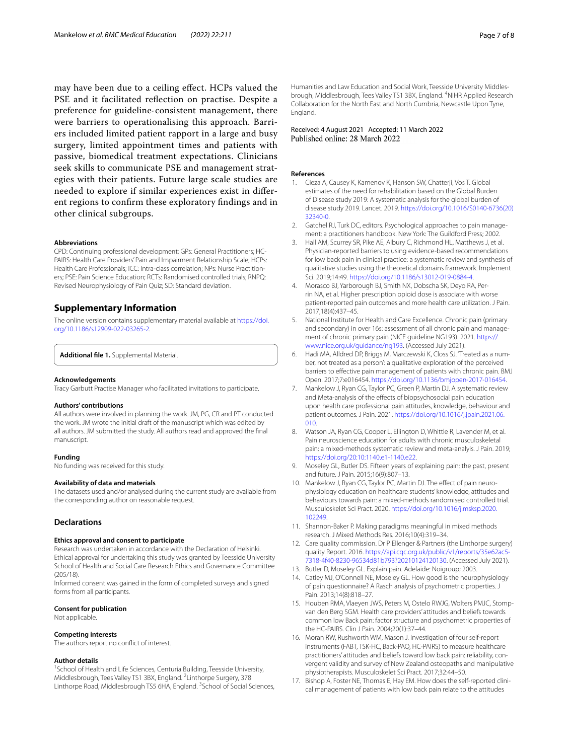may have been due to a ceiling effect. HCPs valued the PSE and it facilitated reflection on practise. Despite a preference for guideline-consistent management, there were barriers to operationalising this approach. Barriers included limited patient rapport in a large and busy surgery, limited appointment times and patients with passive, biomedical treatment expectations. Clinicians seek skills to communicate PSE and management strategies with their patients. Future large scale studies are needed to explore if similar experiences exist in different regions to confirm these exploratory findings and in other clinical subgroups.

### Abbreviations

CPD: Continuing professional development; GPs: General Practitioners; HC-PAIRS: Health Care Providers' Pain and Impairment Relationship Scale; HCPs: Health Care Professionals; ICC: Intra-class correlation; NPs: Nurse Practitioners; PSE: Pain Science Education; RCTs: Randomised controlled trials; RNPQ: Revised Neurophysiology of Pain Quiz; SD: Standard deviation.

## Supplementary Information

The online version contains supplementary material available at https://doi.org/10.1186/s12909-022-03265-2.

**Additional file 1.** Supplemental Material.

### Acknowledgements

Tracy Garbutt Practise Manager who facilitated invitations to participate.

### Authors' contributions

All authors were involved in planning the work. JM, PG, CR and PT conducted the work. JM wrote the initial draft of the manuscript which was edited by all authors. JM submitted the study. All authors read and approved the final manuscript.

### Funding

No funding was received for this study.

### Availability of data and materials

The datasets used and/or analysed during the current study are available from the corresponding author on reasonable request.

## Declarations

### Ethics approval and consent to participate

Research was undertaken in accordance with the Declaration of Helsinki. Ethical approval for undertaking this study was granted by Teesside University School of Health and Social Care Research Ethics and Governance Committee (205/18).

Informed consent was gained in the form of completed surveys and signed forms from all participants.

### Consent for publication

Not applicable.

### Competing interests

The authors report no conflict of interest.

### Author details

[1]School of Health and Life Sciences, Centuria Building, Teesside University, Middlesbrough, Tees Valley TS1 3BX, England. [2]Linthorpe Surgery, 378 Linthorpe Road, Middlesbrough TS5 6HA, England. [3]School of Social Sciences, Humanities and Law Education and Social Work, Teesside University Middlesbrough, Middlesbrough, Tees Valley TS1 3BX, England. [4]NIHR Applied Research Collaboration for the North East and North Cumbria, Newcastle Upon Tyne, England.

Received: 4 August 2021 Accepted: 11 March 2022
Published online: 28 March 2022

### References

1. Cieza A, Causey K, Kamenov K, Hanson SW, Chatterji, Vos T. Global estimates of the need for rehabilitation based on the Global Burden of Disease study 2019: A systematic analysis for the global burden of disease study 2019. Lancet. 2019. https://doi.org/10.1016/S0140-6736(20)32340-0.
2. Gatchel RJ, Turk DC, editors. Psychological approaches to pain management: a practitioners handbook. New York: The Guildford Press; 2002.
3. Hall AM, Scurrey SR, Pike AE, Albury C, Richmond HL, Matthews J, et al. Physician-reported barriers to using evidence-based recommendations for low back pain in clinical practice: a systematic review and synthesis of qualitative studies using the theoretical domains framework. Implement Sci. 2019;14:49. https://doi.org/10.1186/s13012-019-0884-4.
4. Morasco BJ, Yarborough BJ, Smith NX, Dobscha SK, Deyo RA, Perrin NA, et al. Higher prescription opioid dose is associate with worse patient-reported pain outcomes and more health care utilization. J Pain. 2017;18(4):437–45.
5. National Institute for Health and Care Excellence. Chronic pain (primary and secondary) in over 16s: assessment of all chronic pain and management of chronic primary pain (NICE guideline NG193). 2021. https://www.nice.org.uk/guidance/ng193. (Accessed July 2021).
6. Hadi MA, Alldred DP, Briggs M, Marczewski K, Closs SJ. 'Treated as a number, not treated as a person': a qualitative exploration of the perceived barriers to effective pain management of patients with chronic pain. BMJ Open. 2017;7:e016454. https://doi.org/10.1136/bmjopen-2017-016454.
7. Mankelow J, Ryan CG, Taylor PC, Green P, Martin DJ. A systematic review and Meta-analysis of the effects of biopsychosocial pain education upon health care professional pain attitudes, knowledge, behaviour and patient outcomes. J Pain. 2021. https://doi.org/10.1016/j.jpain.2021.06.010.
8. Watson JA, Ryan CG, Cooper L, Ellington D, Whittle R, Lavender M, et al. Pain neuroscience education for adults with chronic musculoskeletal pain: a mixed-methods systematic review and meta-analyis. J Pain. 2019; https://doi.org/20:10:1140.e1-1140.e22.
9. Moseley GL, Butler DS. Fifteen years of explaining pain: the past, present and future. J Pain. 2015;16(9):807–13.
10. Mankelow J, Ryan CG, Taylor PC, Martin DJ. The effect of pain neurophysiology education on healthcare students' knowledge, attitudes and behaviours towards pain: a mixed-methods randomised controlled trial. Musculoskelet Sci Pract. 2020. https://doi.org/10.1016/j.msksp.2020.102249.
11. Shannon-Baker P. Making paradigms meaningful in mixed methods research. J Mixed Methods Res. 2016;10(4):319–34.
12. Care quality commission. Dr P Ellenger & Partners (the Linthorpe surgery) quality Report. 2016. https://api.cqc.org.uk/public/v1/reports/35e62ac5-7318-4f40-8230-96534d81b793?20210124120130. (Accessed July 2021).
13. Butler D, Moseley GL. Explain pain. Adelaide: Noigroup; 2003.
14. Catley MJ, O'Connell NE, Moseley GL. How good is the neurophysiology of pain questionnaire? A Rasch analysis of psychometric properties. J Pain. 2013;14(8):818–27.
15. Houben RMA, Vlaeyen JWS, Peters M, Ostelo RWJG, Wolters PMJC, Stomp-van den Berg SGM. Health care providers' attitudes and beliefs towards common low Back pain: factor structure and psychometric properties of the HC-PAIRS. Clin J Pain. 2004;20(1):37–44.
16. Moran RW, Rushworth WM, Mason J. Investigation of four self-report instruments (FABT, TSK-HC, Back-PAQ, HC-PAIRS) to measure healthcare practitioners' attitudes and beliefs toward low back pain: reliability, convergent validity and survey of New Zealand osteopaths and manipulative physiotherapists. Musculoskelet Sci Pract. 2017;32:44–50.
17. Bishop A, Foster NE, Thomas E, Hay EM. How does the self-reported clinical management of patients with low back pain relate to the attitudes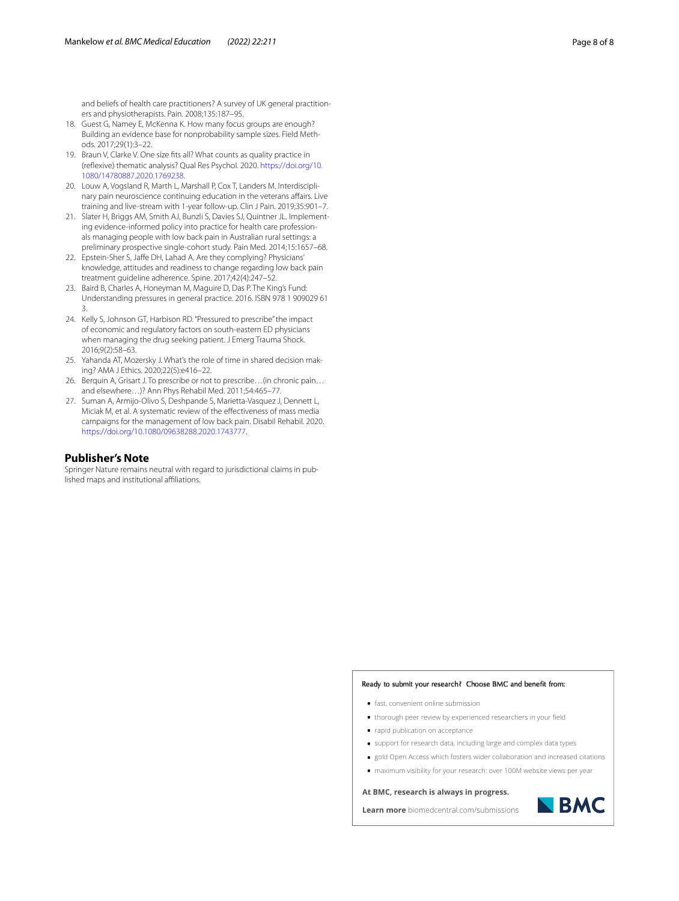and beliefs of health care practitioners? A survey of UK general practitioners and physiotherapists. Pain. 2008;135:187–95.

18. Guest G, Namey E, McKenna K. How many focus groups are enough? Building an evidence base for nonprobability sample sizes. Field Methods. 2017;29(1):3–22.
19. Braun V, Clarke V. One size fits all? What counts as quality practice in (reflexive) thematic analysis? Qual Res Psychol. 2020. https://doi.org/10.1080/14780887.2020.1769238.
20. Louw A, Vogsland R, Marth L, Marshall P, Cox T, Landers M. Interdisciplinary pain neuroscience continuing education in the veterans affairs. Live training and live-stream with 1-year follow-up. Clin J Pain. 2019;35:901–7.
21. Slater H, Briggs AM, Smith AJ, Bunzli S, Davies SJ, Quintner JL. Implementing evidence-informed policy into practice for health care professionals managing people with low back pain in Australian rural settings: a preliminary prospective single-cohort study. Pain Med. 2014;15:1657–68.
22. Epstein-Sher S, Jaffe DH, Lahad A. Are they complying? Physicians' knowledge, attitudes and readiness to change regarding low back pain treatment guideline adherence. Spine. 2017;42(4):247–52.
23. Baird B, Charles A, Honeyman M, Maguire D, Das P. The King's Fund: Understanding pressures in general practice. 2016. ISBN 978 1 909029 61 3.
24. Kelly S, Johnson GT, Harbison RD. "Pressured to prescribe" the impact of economic and regulatory factors on south-eastern ED physicians when managing the drug seeking patient. J Emerg Trauma Shock. 2016;9(2):58–63.
25. Yahanda AT, Mozersky J. What's the role of time in shared decision making? AMA J Ethics. 2020;22(5):e416–22.
26. Berquin A, Grisart J. To prescribe or not to prescribe…(in chronic pain… and elsewhere…)? Ann Phys Rehabil Med. 2011;54:465–77.
27. Suman A, Armijo-Olivo S, Deshpande S, Marietta-Vasquez J, Dennett L, Miciak M, et al. A systematic review of the effectiveness of mass media campaigns for the management of low back pain. Disabil Rehabil. 2020. https://doi.org/10.1080/09638288.2020.1743777.

## Publisher's Note

Springer Nature remains neutral with regard to jurisdictional claims in published maps and institutional affiliations.

Ready to submit your research? Choose BMC and benefit from:

- fast, convenient online submission
- thorough peer review by experienced researchers in your field
- rapid publication on acceptance
- support for research data, including large and complex data types
- gold Open Access which fosters wider collaboration and increased citations
- maximum visibility for your research: over 100M website views per year

**At BMC, research is always in progress.**

**Learn more** biomedcentral.com/submissions

BMC